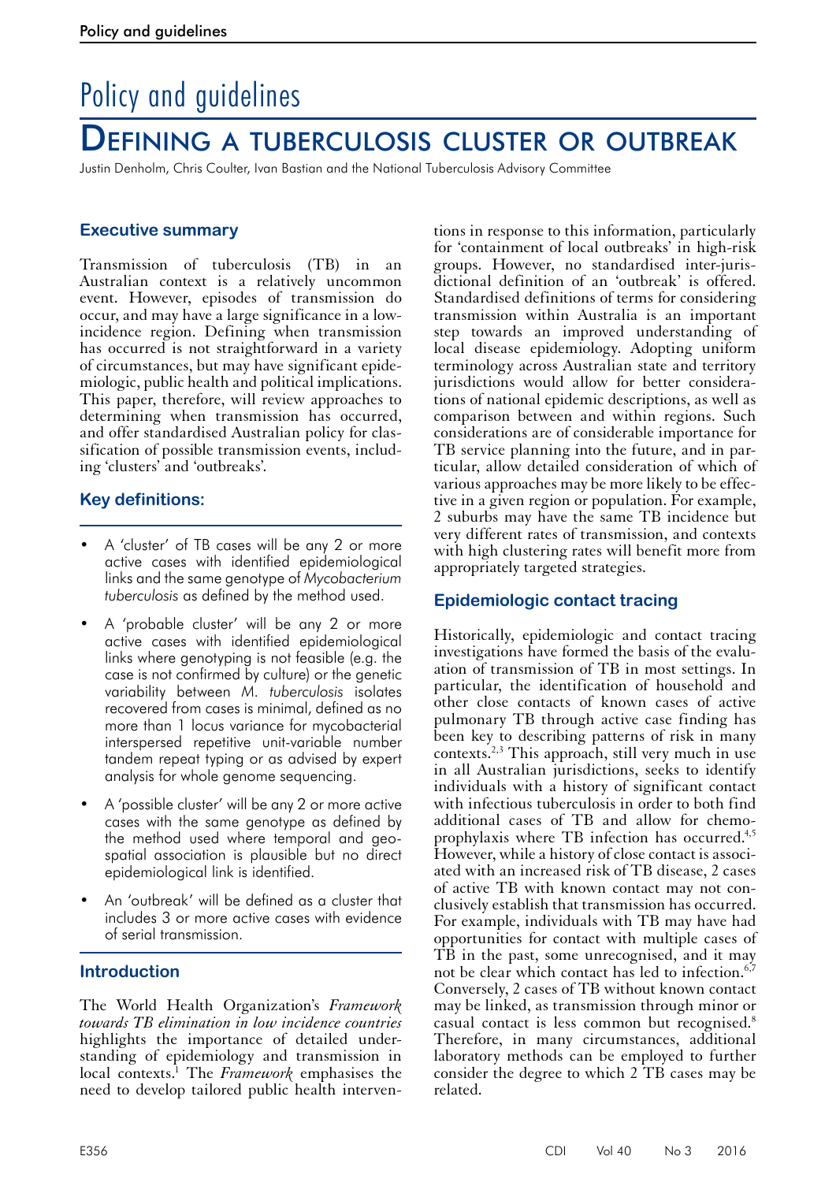# Policy and guidelines

## Defining a tuberculosis cluster or outbreak

Justin Denholm, Chris Coulter, Ivan Bastian and the National Tuberculosis Advisory Committee

### Executive summary

Transmission of tuberculosis (TB) in an Australian context is a relatively uncommon event. However, episodes of transmission do occur, and may have a large significance in a low-incidence region. Defining when transmission has occurred is not straightforward in a variety of circumstances, but may have significant epidemiologic, public health and political implications. This paper, therefore, will review approaches to determining when transmission has occurred, and offer standardised Australian policy for classification of possible transmission events, including 'clusters' and 'outbreaks'.

### Key definitions:

- A 'cluster' of TB cases will be any 2 or more active cases with identified epidemiological links and the same genotype of *Mycobacterium tuberculosis* as defined by the method used.
- A 'probable cluster' will be any 2 or more active cases with identified epidemiological links where genotyping is not feasible (e.g. the case is not confirmed by culture) or the genetic variability between *M. tuberculosis* isolates recovered from cases is minimal, defined as no more than 1 locus variance for mycobacterial interspersed repetitive unit-variable number tandem repeat typing or as advised by expert analysis for whole genome sequencing.
- A 'possible cluster' will be any 2 or more active cases with the same genotype as defined by the method used where temporal and geospatial association is plausible but no direct epidemiological link is identified.
- An 'outbreak' will be defined as a cluster that includes 3 or more active cases with evidence of serial transmission.

### Introduction

The World Health Organization's *Framework towards TB elimination in low incidence countries* highlights the importance of detailed understanding of epidemiology and transmission in local contexts.[1] The *Framework* emphasises the need to develop tailored public health interventions in response to this information, particularly for 'containment of local outbreaks' in high-risk groups. However, no standardised inter-jurisdictional definition of an 'outbreak' is offered. Standardised definitions of terms for considering transmission within Australia is an important step towards an improved understanding of local disease epidemiology. Adopting uniform terminology across Australian state and territory jurisdictions would allow for better considerations of national epidemic descriptions, as well as comparison between and within regions. Such considerations are of considerable importance for TB service planning into the future, and in particular, allow detailed consideration of which of various approaches may be more likely to be effective in a given region or population. For example, 2 suburbs may have the same TB incidence but very different rates of transmission, and contexts with high clustering rates will benefit more from appropriately targeted strategies.

### Epidemiologic contact tracing

Historically, epidemiologic and contact tracing investigations have formed the basis of the evaluation of transmission of TB in most settings. In particular, the identification of household and other close contacts of known cases of active pulmonary TB through active case finding has been key to describing patterns of risk in many contexts.[2,3] This approach, still very much in use in all Australian jurisdictions, seeks to identify individuals with a history of significant contact with infectious tuberculosis in order to both find additional cases of TB and allow for chemoprophylaxis where TB infection has occurred.[4,5] However, while a history of close contact is associated with an increased risk of TB disease, 2 cases of active TB with known contact may not conclusively establish that transmission has occurred. For example, individuals with TB may have had opportunities for contact with multiple cases of TB in the past, some unrecognised, and it may not be clear which contact has led to infection.[6,7] Conversely, 2 cases of TB without known contact may be linked, as transmission through minor or casual contact is less common but recognised.[8] Therefore, in many circumstances, additional laboratory methods can be employed to further consider the degree to which 2 TB cases may be related.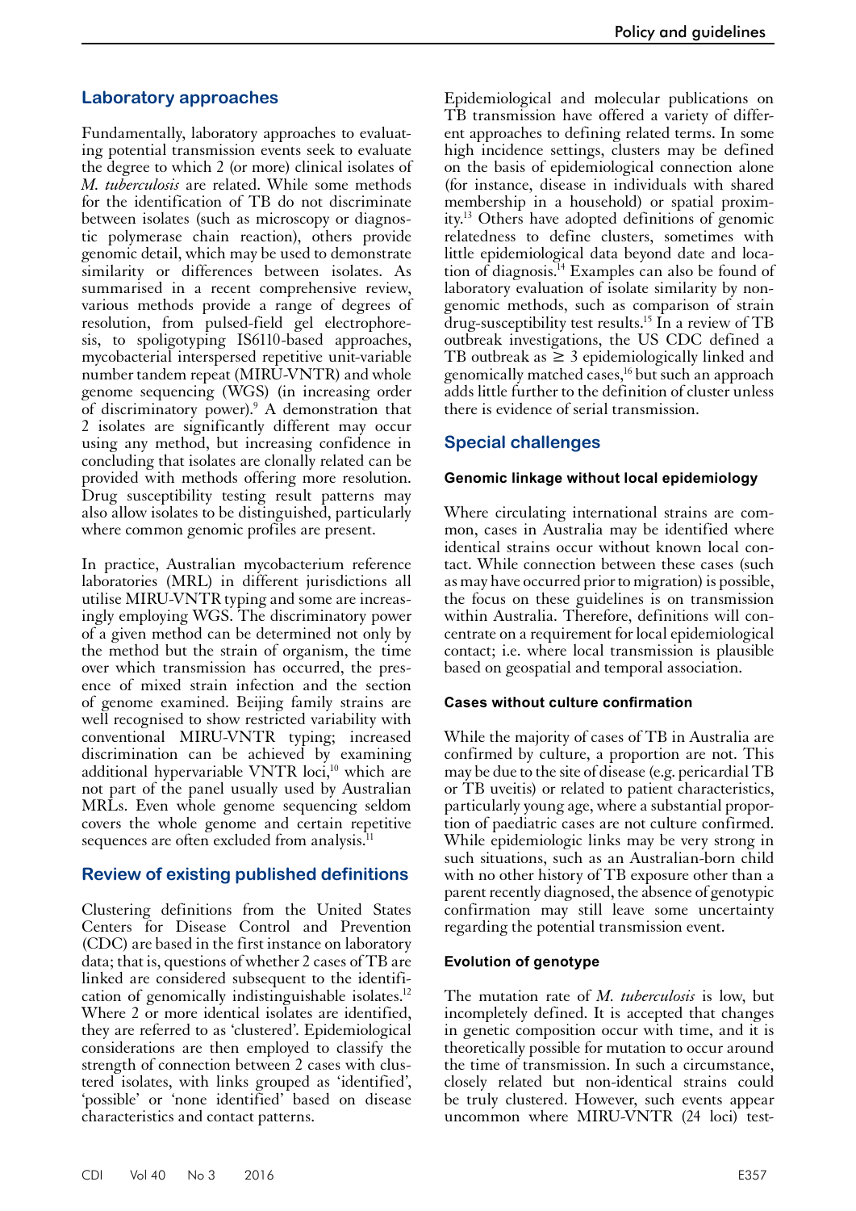## Laboratory approaches

Fundamentally, laboratory approaches to evaluating potential transmission events seek to evaluate the degree to which 2 (or more) clinical isolates of *M. tuberculosis* are related. While some methods for the identification of TB do not discriminate between isolates (such as microscopy or diagnostic polymerase chain reaction), others provide genomic detail, which may be used to demonstrate similarity or differences between isolates. As summarised in a recent comprehensive review, various methods provide a range of degrees of resolution, from pulsed-field gel electrophoresis, to spoligotyping IS6110-based approaches, mycobacterial interspersed repetitive unit-variable number tandem repeat (MIRU-VNTR) and whole genome sequencing (WGS) (in increasing order of discriminatory power).[9] A demonstration that 2 isolates are significantly different may occur using any method, but increasing confidence in concluding that isolates are clonally related can be provided with methods offering more resolution. Drug susceptibility testing result patterns may also allow isolates to be distinguished, particularly where common genomic profiles are present.

In practice, Australian mycobacterium reference laboratories (MRL) in different jurisdictions all utilise MIRU-VNTR typing and some are increasingly employing WGS. The discriminatory power of a given method can be determined not only by the method but the strain of organism, the time over which transmission has occurred, the presence of mixed strain infection and the section of genome examined. Beijing family strains are well recognised to show restricted variability with conventional MIRU-VNTR typing; increased discrimination can be achieved by examining additional hypervariable VNTR loci,[10] which are not part of the panel usually used by Australian MRLs. Even whole genome sequencing seldom covers the whole genome and certain repetitive sequences are often excluded from analysis.[11]

## Review of existing published definitions

Clustering definitions from the United States Centers for Disease Control and Prevention (CDC) are based in the first instance on laboratory data; that is, questions of whether 2 cases of TB are linked are considered subsequent to the identification of genomically indistinguishable isolates.[12] Where 2 or more identical isolates are identified, they are referred to as 'clustered'. Epidemiological considerations are then employed to classify the strength of connection between 2 cases with clustered isolates, with links grouped as 'identified', 'possible' or 'none identified' based on disease characteristics and contact patterns.

Epidemiological and molecular publications on TB transmission have offered a variety of different approaches to defining related terms. In some high incidence settings, clusters may be defined on the basis of epidemiological connection alone (for instance, disease in individuals with shared membership in a household) or spatial proximity.[13] Others have adopted definitions of genomic relatedness to define clusters, sometimes with little epidemiological data beyond date and location of diagnosis.[14] Examples can also be found of laboratory evaluation of isolate similarity by non-genomic methods, such as comparison of strain drug-susceptibility test results.[15] In a review of TB outbreak investigations, the US CDC defined a TB outbreak as ≥ 3 epidemiologically linked and genomically matched cases,[16] but such an approach adds little further to the definition of cluster unless there is evidence of serial transmission.

## Special challenges

### Genomic linkage without local epidemiology

Where circulating international strains are common, cases in Australia may be identified where identical strains occur without known local contact. While connection between these cases (such as may have occurred prior to migration) is possible, the focus on these guidelines is on transmission within Australia. Therefore, definitions will concentrate on a requirement for local epidemiological contact; i.e. where local transmission is plausible based on geospatial and temporal association.

### Cases without culture confirmation

While the majority of cases of TB in Australia are confirmed by culture, a proportion are not. This may be due to the site of disease (e.g. pericardial TB or TB uveitis) or related to patient characteristics, particularly young age, where a substantial proportion of paediatric cases are not culture confirmed. While epidemiologic links may be very strong in such situations, such as an Australian-born child with no other history of TB exposure other than a parent recently diagnosed, the absence of genotypic confirmation may still leave some uncertainty regarding the potential transmission event.

### Evolution of genotype

The mutation rate of *M. tuberculosis* is low, but incompletely defined. It is accepted that changes in genetic composition occur with time, and it is theoretically possible for mutation to occur around the time of transmission. In such a circumstance, closely related but non-identical strains could be truly clustered. However, such events appear uncommon where MIRU-VNTR (24 loci) test-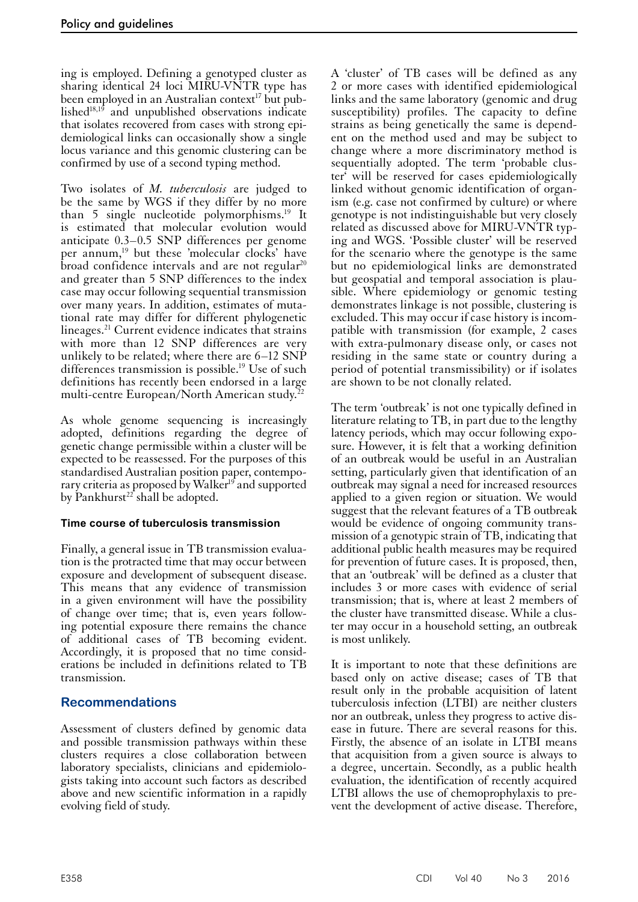ing is employed. Defining a genotyped cluster as sharing identical 24 loci MIRU-VNTR type has been employed in an Australian context[17] but published[18,19] and unpublished observations indicate that isolates recovered from cases with strong epidemiological links can occasionally show a single locus variance and this genomic clustering can be confirmed by use of a second typing method.

Two isolates of *M. tuberculosis* are judged to be the same by WGS if they differ by no more than 5 single nucleotide polymorphisms.[19] It is estimated that molecular evolution would anticipate 0.3–0.5 SNP differences per genome per annum,[19] but these 'molecular clocks' have broad confidence intervals and are not regular[20] and greater than 5 SNP differences to the index case may occur following sequential transmission over many years. In addition, estimates of mutational rate may differ for different phylogenetic lineages.[21] Current evidence indicates that strains with more than 12 SNP differences are very unlikely to be related; where there are 6–12 SNP differences transmission is possible.[19] Use of such definitions has recently been endorsed in a large multi-centre European/North American study.[22]

As whole genome sequencing is increasingly adopted, definitions regarding the degree of genetic change permissible within a cluster will be expected to be reassessed. For the purposes of this standardised Australian position paper, contemporary criteria as proposed by Walker[19] and supported by Pankhurst[22] shall be adopted.

### Time course of tuberculosis transmission

Finally, a general issue in TB transmission evaluation is the protracted time that may occur between exposure and development of subsequent disease. This means that any evidence of transmission in a given environment will have the possibility of change over time; that is, even years following potential exposure there remains the chance of additional cases of TB becoming evident. Accordingly, it is proposed that no time considerations be included in definitions related to TB transmission.

## Recommendations

Assessment of clusters defined by genomic data and possible transmission pathways within these clusters requires a close collaboration between laboratory specialists, clinicians and epidemiologists taking into account such factors as described above and new scientific information in a rapidly evolving field of study.

A 'cluster' of TB cases will be defined as any 2 or more cases with identified epidemiological links and the same laboratory (genomic and drug susceptibility) profiles. The capacity to define strains as being genetically the same is dependent on the method used and may be subject to change where a more discriminatory method is sequentially adopted. The term 'probable cluster' will be reserved for cases epidemiologically linked without genomic identification of organism (e.g. case not confirmed by culture) or where genotype is not indistinguishable but very closely related as discussed above for MIRU-VNTR typing and WGS. 'Possible cluster' will be reserved for the scenario where the genotype is the same but no epidemiological links are demonstrated but geospatial and temporal association is plausible. Where epidemiology or genomic testing demonstrates linkage is not possible, clustering is excluded. This may occur if case history is incompatible with transmission (for example, 2 cases with extra-pulmonary disease only, or cases not residing in the same state or country during a period of potential transmissibility) or if isolates are shown to be not clonally related.

The term 'outbreak' is not one typically defined in literature relating to TB, in part due to the lengthy latency periods, which may occur following exposure. However, it is felt that a working definition of an outbreak would be useful in an Australian setting, particularly given that identification of an outbreak may signal a need for increased resources applied to a given region or situation. We would suggest that the relevant features of a TB outbreak would be evidence of ongoing community transmission of a genotypic strain of TB, indicating that additional public health measures may be required for prevention of future cases. It is proposed, then, that an 'outbreak' will be defined as a cluster that includes 3 or more cases with evidence of serial transmission; that is, where at least 2 members of the cluster have transmitted disease. While a cluster may occur in a household setting, an outbreak is most unlikely.

It is important to note that these definitions are based only on active disease; cases of TB that result only in the probable acquisition of latent tuberculosis infection (LTBI) are neither clusters nor an outbreak, unless they progress to active disease in future. There are several reasons for this. Firstly, the absence of an isolate in LTBI means that acquisition from a given source is always to a degree, uncertain. Secondly, as a public health evaluation, the identification of recently acquired LTBI allows the use of chemoprophylaxis to prevent the development of active disease. Therefore,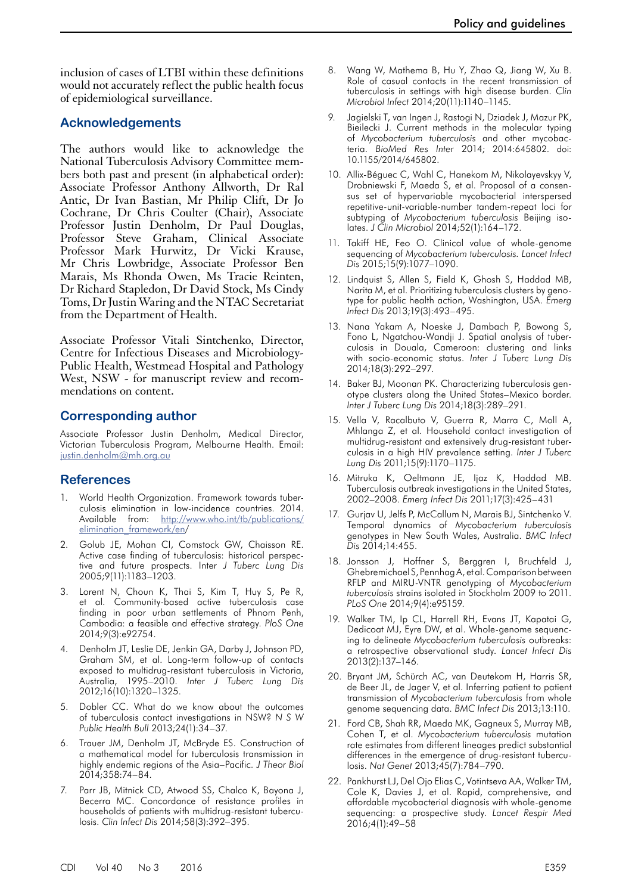inclusion of cases of LTBI within these definitions would not accurately reflect the public health focus of epidemiological surveillance.

## Acknowledgements

The authors would like to acknowledge the National Tuberculosis Advisory Committee members both past and present (in alphabetical order): Associate Professor Anthony Allworth, Dr Ral Antic, Dr Ivan Bastian, Mr Philip Clift, Dr Jo Cochrane, Dr Chris Coulter (Chair), Associate Professor Justin Denholm, Dr Paul Douglas, Professor Steve Graham, Clinical Associate Professor Mark Hurwitz, Dr Vicki Krause, Mr Chris Lowbridge, Associate Professor Ben Marais, Ms Rhonda Owen, Ms Tracie Reinten, Dr Richard Stapledon, Dr David Stock, Ms Cindy Toms, Dr Justin Waring and the NTAC Secretariat from the Department of Health.

Associate Professor Vitali Sintchenko, Director, Centre for Infectious Diseases and Microbiology-Public Health, Westmead Hospital and Pathology West, NSW - for manuscript review and recommendations on content.

## Corresponding author

Associate Professor Justin Denholm, Medical Director, Victorian Tuberculosis Program, Melbourne Health. Email: justin.denholm@mh.org.au

## References

1. World Health Organization. Framework towards tuberculosis elimination in low-incidence countries. 2014. Available from: http://www.who.int/tb/publications/elimination_framework/en/
2. Golub JE, Mohan CI, Comstock GW, Chaisson RE. Active case finding of tuberculosis: historical perspective and future prospects. Inter *J Tuberc Lung Dis* 2005;9(11):1183–1203.
3. Lorent N, Choun K, Thai S, Kim T, Huy S, Pe R, et al. Community-based active tuberculosis case finding in poor urban settlements of Phnom Penh, Cambodia: a feasible and effective strategy. *PloS One* 2014;9(3):e92754.
4. Denholm JT, Leslie DE, Jenkin GA, Darby J, Johnson PD, Graham SM, et al. Long-term follow-up of contacts exposed to multidrug-resistant tuberculosis in Victoria, Australia, 1995–2010. *Inter J Tuberc Lung Dis* 2012;16(10):1320–1325.
5. Dobler CC. What do we know about the outcomes of tuberculosis contact investigations in NSW? *N S W Public Health Bull* 2013;24(1):34–37.
6. Trauer JM, Denholm JT, McBryde ES. Construction of a mathematical model for tuberculosis transmission in highly endemic regions of the Asia–Pacific. *J Theor Biol* 2014;358:74–84.
7. Parr JB, Mitnick CD, Atwood SS, Chalco K, Bayona J, Becerra MC. Concordance of resistance profiles in households of patients with multidrug-resistant tuberculosis. *Clin Infect Dis* 2014;58(3):392–395.
8. Wang W, Mathema B, Hu Y, Zhao Q, Jiang W, Xu B. Role of casual contacts in the recent transmission of tuberculosis in settings with high disease burden. *Clin Microbiol Infect* 2014;20(11):1140–1145.
9. Jagielski T, van Ingen J, Rastogi N, Dziadek J, Mazur PK, Bieilecki J. Current methods in the molecular typing of *Mycobacterium tuberculosis* and other mycobacteria. *BioMed Res Inter* 2014; 2014:645802. doi: 10.1155/2014/645802.
10. Allix-Béguec C, Wahl C, Hanekom M, Nikolayevskyy V, Drobniewski F, Maeda S, et al. Proposal of a consensus set of hypervariable mycobacterial interspersed repetitive-unit-variable-number tandem-repeat loci for subtyping of *Mycobacterium tuberculosis* Beijing isolates. *J Clin Microbiol* 2014;52(1):164–172.
11. Takiff HE, Feo O. Clinical value of whole-genome sequencing of *Mycobacterium tuberculosis*. *Lancet Infect Dis* 2015;15(9):1077–1090.
12. Lindquist S, Allen S, Field K, Ghosh S, Haddad MB, Narita M, et al. Prioritizing tuberculosis clusters by genotype for public health action, Washington, USA. *Emerg Infect Dis* 2013;19(3):493–495.
13. Nana Yakam A, Noeske J, Dambach P, Bowong S, Fono L, Ngatchou-Wandji J. Spatial analysis of tuberculosis in Douala, Cameroon: clustering and links with socio-economic status. *Inter J Tuberc Lung Dis* 2014;18(3):292–297.
14. Baker BJ, Moonan PK. Characterizing tuberculosis genotype clusters along the United States–Mexico border. *Inter J Tuberc Lung Dis* 2014;18(3):289–291.
15. Vella V, Racalbuto V, Guerra R, Marra C, Moll A, Mhlanga Z, et al. Household contact investigation of multidrug-resistant and extensively drug-resistant tuberculosis in a high HIV prevalence setting. *Inter J Tuberc Lung Dis* 2011;15(9):1170–1175.
16. Mitruka K, Oeltmann JE, Ijaz K, Haddad MB. Tuberculosis outbreak investigations in the United States, 2002–2008. *Emerg Infect Dis* 2011;17(3):425–431
17. Gurjav U, Jelfs P, McCallum N, Marais BJ, Sintchenko V. Temporal dynamics of *Mycobacterium tuberculosis* genotypes in New South Wales, Australia. *BMC Infect Dis* 2014;14:455.
18. Jonsson J, Hoffner S, Berggren I, Bruchfeld J, Ghebremichael S, Pennhag A, et al. Comparison between RFLP and MIRU-VNTR genotyping of *Mycobacterium tuberculosis* strains isolated in Stockholm 2009 to 2011. *PLoS One* 2014;9(4):e95159.
19. Walker TM, Ip CL, Harrell RH, Evans JT, Kapatai G, Dedicoat MJ, Eyre DW, et al. Whole-genome sequencing to delineate *Mycobacterium tuberculosis* outbreaks: a retrospective observational study. *Lancet Infect Dis* 2013(2):137–146.
20. Bryant JM, Schürch AC, van Deutekom H, Harris SR, de Beer JL, de Jager V, et al. Inferring patient to patient transmission of *Mycobacterium tuberculosis* from whole genome sequencing data. *BMC Infect Dis* 2013;13:110.
21. Ford CB, Shah RR, Maeda MK, Gagneux S, Murray MB, Cohen T, et al. *Mycobacterium tuberculosis* mutation rate estimates from different lineages predict substantial differences in the emergence of drug-resistant tuberculosis. *Nat Genet* 2013;45(7):784–790.
22. Pankhurst LJ, Del Ojo Elias C, Votintseva AA, Walker TM, Cole K, Davies J, et al. Rapid, comprehensive, and affordable mycobacterial diagnosis with whole-genome sequencing: a prospective study. *Lancet Respir Med* 2016;4(1):49–58